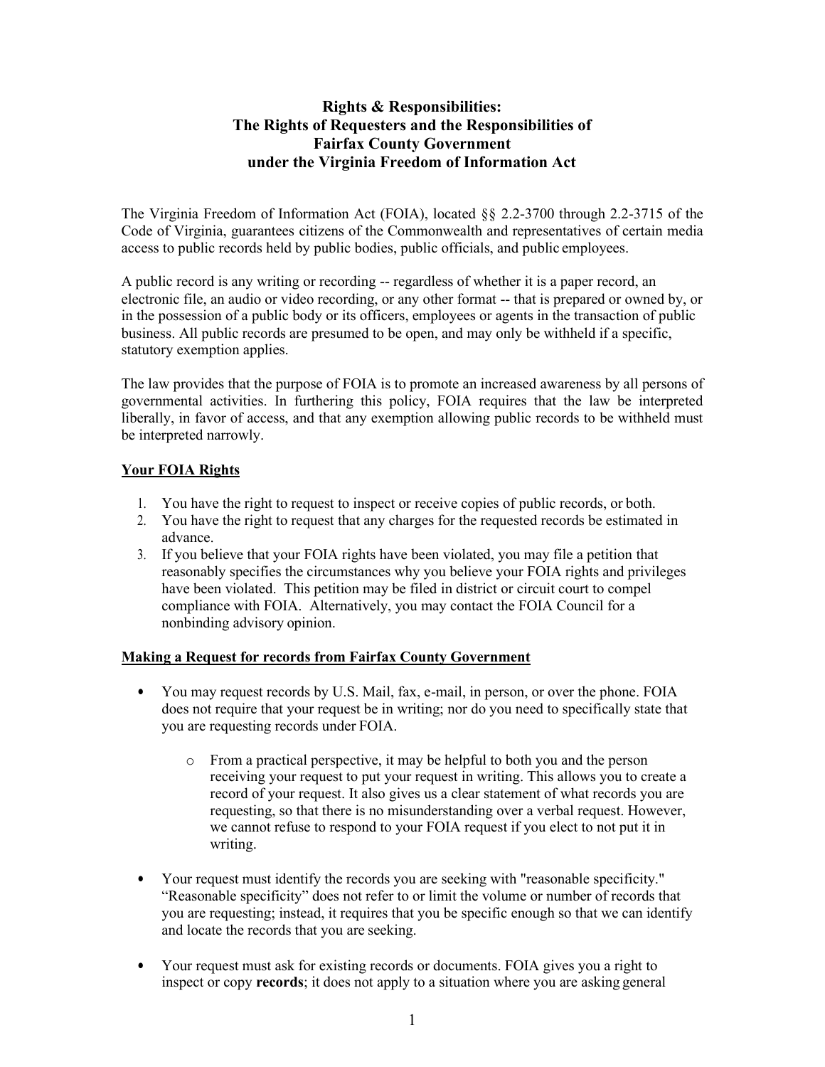# Rights & Responsibilities: The Rights of Requesters and the Responsibilities of Fairfax County Government under the Virginia Freedom of Information Act

The Virginia Freedom of Information Act (FOIA), located §§ 2.2-3700 through 2.2-3715 of the Code of Virginia, guarantees citizens of the Commonwealth and representatives of certain media access to public records held by public bodies, public officials, and public employees.

A public record is any writing or recording -- regardless of whether it is a paper record, an electronic file, an audio or video recording, or any other format -- that is prepared or owned by, or in the possession of a public body or its officers, employees or agents in the transaction of public business. All public records are presumed to be open, and may only be withheld if a specific, statutory exemption applies.

The law provides that the purpose of FOIA is to promote an increased awareness by all persons of governmental activities. In furthering this policy, FOIA requires that the law be interpreted liberally, in favor of access, and that any exemption allowing public records to be withheld must be interpreted narrowly.

## Your FOIA Rights

1. You have the right to request to inspect or receive copies of public records, or both.
2. You have the right to request that any charges for the requested records be estimated in advance.
3. If you believe that your FOIA rights have been violated, you may file a petition that reasonably specifies the circumstances why you believe your FOIA rights and privileges have been violated. This petition may be filed in district or circuit court to compel compliance with FOIA. Alternatively, you may contact the FOIA Council for a nonbinding advisory opinion.

## Making a Request for records from Fairfax County Government

- You may request records by U.S. Mail, fax, e-mail, in person, or over the phone. FOIA does not require that your request be in writing; nor do you need to specifically state that you are requesting records under FOIA.
  - From a practical perspective, it may be helpful to both you and the person receiving your request to put your request in writing. This allows you to create a record of your request. It also gives us a clear statement of what records you are requesting, so that there is no misunderstanding over a verbal request. However, we cannot refuse to respond to your FOIA request if you elect to not put it in writing.
- Your request must identify the records you are seeking with "reasonable specificity." "Reasonable specificity" does not refer to or limit the volume or number of records that you are requesting; instead, it requires that you be specific enough so that we can identify and locate the records that you are seeking.
- Your request must ask for existing records or documents. FOIA gives you a right to inspect or copy **records**; it does not apply to a situation where you are asking general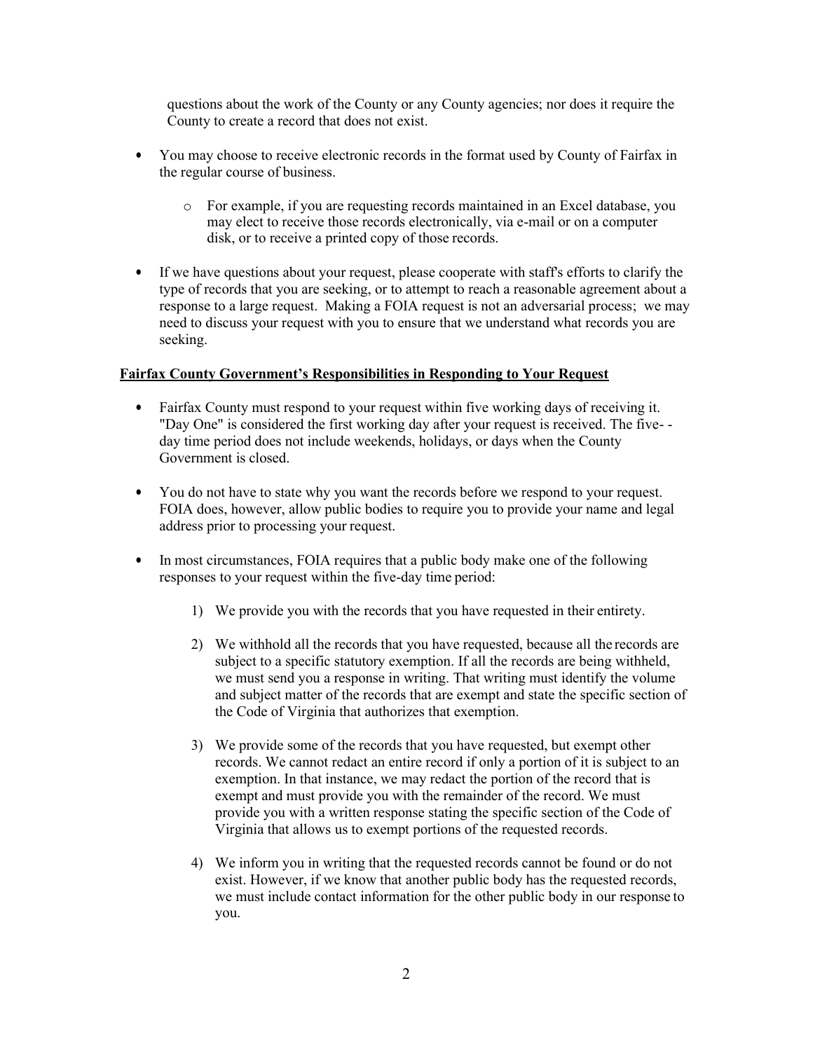questions about the work of the County or any County agencies; nor does it require the County to create a record that does not exist.

- You may choose to receive electronic records in the format used by County of Fairfax in the regular course of business.
    - For example, if you are requesting records maintained in an Excel database, you may elect to receive those records electronically, via e-mail or on a computer disk, or to receive a printed copy of those records.
- If we have questions about your request, please cooperate with staff's efforts to clarify the type of records that you are seeking, or to attempt to reach a reasonable agreement about a response to a large request. Making a FOIA request is not an adversarial process; we may need to discuss your request with you to ensure that we understand what records you are seeking.

**Fairfax County Government's Responsibilities in Responding to Your Request**

- Fairfax County must respond to your request within five working days of receiving it. "Day One" is considered the first working day after your request is received. The five- -day time period does not include weekends, holidays, or days when the County Government is closed.
- You do not have to state why you want the records before we respond to your request. FOIA does, however, allow public bodies to require you to provide your name and legal address prior to processing your request.
- In most circumstances, FOIA requires that a public body make one of the following responses to your request within the five-day time period:
    1) We provide you with the records that you have requested in their entirety.
    2) We withhold all the records that you have requested, because all the records are subject to a specific statutory exemption. If all the records are being withheld, we must send you a response in writing. That writing must identify the volume and subject matter of the records that are exempt and state the specific section of the Code of Virginia that authorizes that exemption.
    3) We provide some of the records that you have requested, but exempt other records. We cannot redact an entire record if only a portion of it is subject to an exemption. In that instance, we may redact the portion of the record that is exempt and must provide you with the remainder of the record. We must provide you with a written response stating the specific section of the Code of Virginia that allows us to exempt portions of the requested records.
    4) We inform you in writing that the requested records cannot be found or do not exist. However, if we know that another public body has the requested records, we must include contact information for the other public body in our response to you.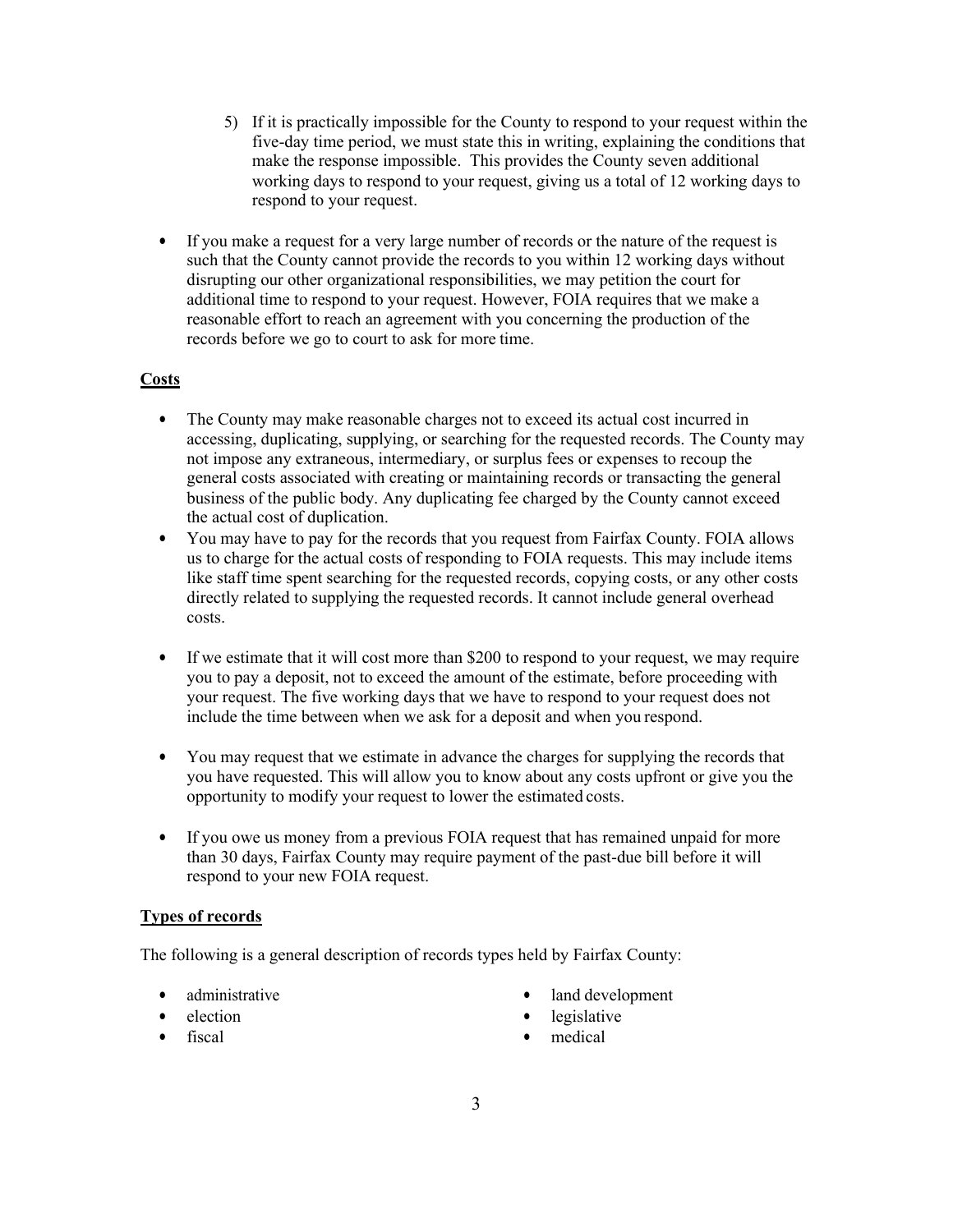5) If it is practically impossible for the County to respond to your request within the five-day time period, we must state this in writing, explaining the conditions that make the response impossible. This provides the County seven additional working days to respond to your request, giving us a total of 12 working days to respond to your request.

- If you make a request for a very large number of records or the nature of the request is such that the County cannot provide the records to you within 12 working days without disrupting our other organizational responsibilities, we may petition the court for additional time to respond to your request. However, FOIA requires that we make a reasonable effort to reach an agreement with you concerning the production of the records before we go to court to ask for more time.

## Costs

- The County may make reasonable charges not to exceed its actual cost incurred in accessing, duplicating, supplying, or searching for the requested records. The County may not impose any extraneous, intermediary, or surplus fees or expenses to recoup the general costs associated with creating or maintaining records or transacting the general business of the public body. Any duplicating fee charged by the County cannot exceed the actual cost of duplication.
- You may have to pay for the records that you request from Fairfax County. FOIA allows us to charge for the actual costs of responding to FOIA requests. This may include items like staff time spent searching for the requested records, copying costs, or any other costs directly related to supplying the requested records. It cannot include general overhead costs.
- If we estimate that it will cost more than $200 to respond to your request, we may require you to pay a deposit, not to exceed the amount of the estimate, before proceeding with your request. The five working days that we have to respond to your request does not include the time between when we ask for a deposit and when you respond.
- You may request that we estimate in advance the charges for supplying the records that you have requested. This will allow you to know about any costs upfront or give you the opportunity to modify your request to lower the estimated costs.
- If you owe us money from a previous FOIA request that has remained unpaid for more than 30 days, Fairfax County may require payment of the past-due bill before it will respond to your new FOIA request.

## Types of records

The following is a general description of records types held by Fairfax County:

- administrative
- election
- fiscal
- land development
- legislative
- medical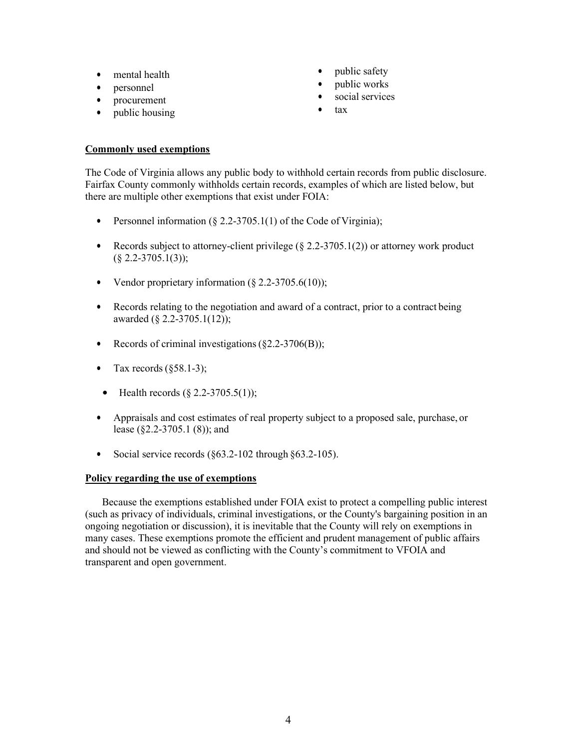- mental health
- personnel
- procurement
- public housing
- public safety
- public works
- social services
- tax

**Commonly used exemptions**

The Code of Virginia allows any public body to withhold certain records from public disclosure. Fairfax County commonly withholds certain records, examples of which are listed below, but there are multiple other exemptions that exist under FOIA:

- Personnel information (§ 2.2-3705.1(1) of the Code of Virginia);
- Records subject to attorney-client privilege (§ 2.2-3705.1(2)) or attorney work product (§ 2.2-3705.1(3));
- Vendor proprietary information (§ 2.2-3705.6(10));
- Records relating to the negotiation and award of a contract, prior to a contract being awarded (§ 2.2-3705.1(12));
- Records of criminal investigations (§2.2-3706(B));
- Tax records (§58.1-3);
- Health records (§ 2.2-3705.5(1));
- Appraisals and cost estimates of real property subject to a proposed sale, purchase, or lease (§2.2-3705.1 (8)); and
- Social service records (§63.2-102 through §63.2-105).

**Policy regarding the use of exemptions**

Because the exemptions established under FOIA exist to protect a compelling public interest (such as privacy of individuals, criminal investigations, or the County's bargaining position in an ongoing negotiation or discussion), it is inevitable that the County will rely on exemptions in many cases. These exemptions promote the efficient and prudent management of public affairs and should not be viewed as conflicting with the County's commitment to VFOIA and transparent and open government.